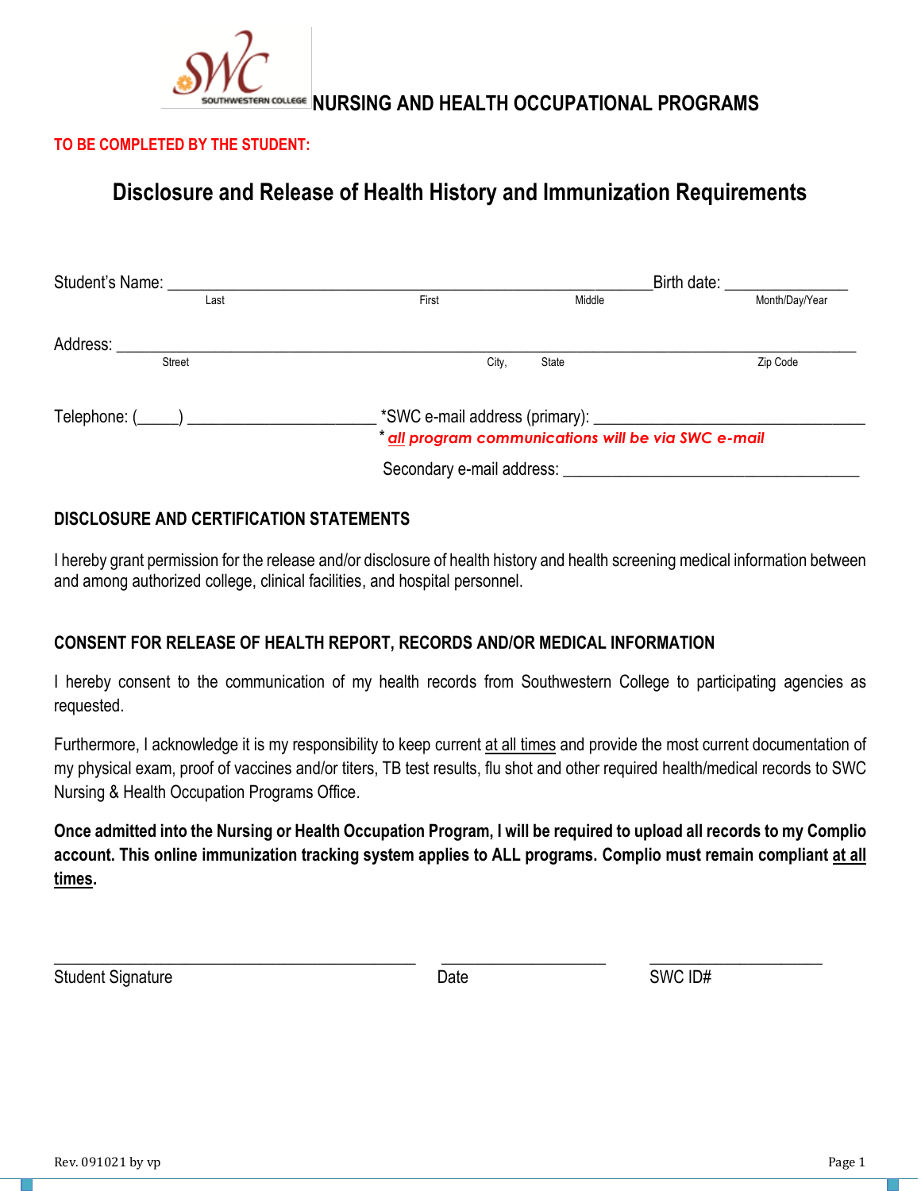# NURSING AND HEALTH OCCUPATIONAL PROGRAMS

**TO BE COMPLETED BY THE STUDENT:**

## Disclosure and Release of Health History and Immunization Requirements

Student's Name: ___________________________________________________________Birth date: _______________
Last First Middle Month/Day/Year

Address: ________________________________________________________________________________________
Street City, State Zip Code

Telephone: (_____) ______________________ *SWC e-mail address (primary): _________________________________
* ***all program communications will be via SWC e-mail***

Secondary e-mail address: ___________________________________

### DISCLOSURE AND CERTIFICATION STATEMENTS

I hereby grant permission for the release and/or disclosure of health history and health screening medical information between and among authorized college, clinical facilities, and hospital personnel.

### CONSENT FOR RELEASE OF HEALTH REPORT, RECORDS AND/OR MEDICAL INFORMATION

I hereby consent to the communication of my health records from Southwestern College to participating agencies as requested.

Furthermore, I acknowledge it is my responsibility to keep current at all times and provide the most current documentation of my physical exam, proof of vaccines and/or titers, TB test results, flu shot and other required health/medical records to SWC Nursing & Health Occupation Programs Office.

**Once admitted into the Nursing or Health Occupation Program, I will be required to upload all records to my Complio account. This online immunization tracking system applies to ALL programs. Complio must remain compliant at all times.**

_____________________________________ ____________________ ____________________
Student Signature Date SWC ID#

Rev. 091021 by vp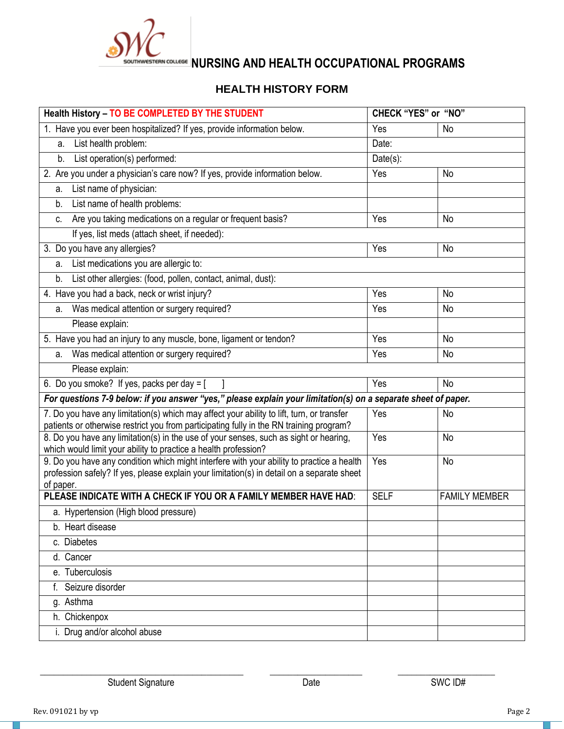# NURSING AND HEALTH OCCUPATIONAL PROGRAMS

## HEALTH HISTORY FORM

| **Health History – TO BE COMPLETED BY THE STUDENT** | **CHECK "YES" or "NO"** | |
|---|---|---|
| 1. Have you ever been hospitalized? If yes, provide information below. | Yes | No |
| a. List health problem: | Date: | |
| b. List operation(s) performed: | Date(s): | |
| 2. Are you under a physician's care now? If yes, provide information below. | Yes | No |
| a. List name of physician: | | |
| b. List name of health problems: | | |
| c. Are you taking medications on a regular or frequent basis? | Yes | No |
| If yes, list meds (attach sheet, if needed): | | |
| 3. Do you have any allergies? | Yes | No |
| a. List medications you are allergic to: | | |
| b. List other allergies: (food, pollen, contact, animal, dust): | | |
| 4. Have you had a back, neck or wrist injury? | Yes | No |
| a. Was medical attention or surgery required? | Yes | No |
| Please explain: | | |
| 5. Have you had an injury to any muscle, bone, ligament or tendon? | Yes | No |
| a. Was medical attention or surgery required? | Yes | No |
| Please explain: | | |
| 6. Do you smoke? If yes, packs per day = [ ] | Yes | No |
| ***For questions 7-9 below: if you answer "yes," please explain your limitation(s) on a separate sheet of paper.*** | | |
| 7. Do you have any limitation(s) which may affect your ability to lift, turn, or transfer patients or otherwise restrict you from participating fully in the RN training program? | Yes | No |
| 8. Do you have any limitation(s) in the use of your senses, such as sight or hearing, which would limit your ability to practice a health profession? | Yes | No |
| 9. Do you have any condition which might interfere with your ability to practice a health profession safely? If yes, please explain your limitation(s) in detail on a separate sheet of paper. | Yes | No |
| **PLEASE INDICATE WITH A CHECK IF YOU OR A FAMILY MEMBER HAVE HAD:** | SELF | FAMILY MEMBER |
| a. Hypertension (High blood pressure) | | |
| b. Heart disease | | |
| c. Diabetes | | |
| d. Cancer | | |
| e. Tuberculosis | | |
| f. Seizure disorder | | |
| g. Asthma | | |
| h. Chickenpox | | |
| i. Drug and/or alcohol abuse | | |

______________________________ Student Signature

______________________________ Date

______________________________ SWC ID#

Rev. 091021 by vp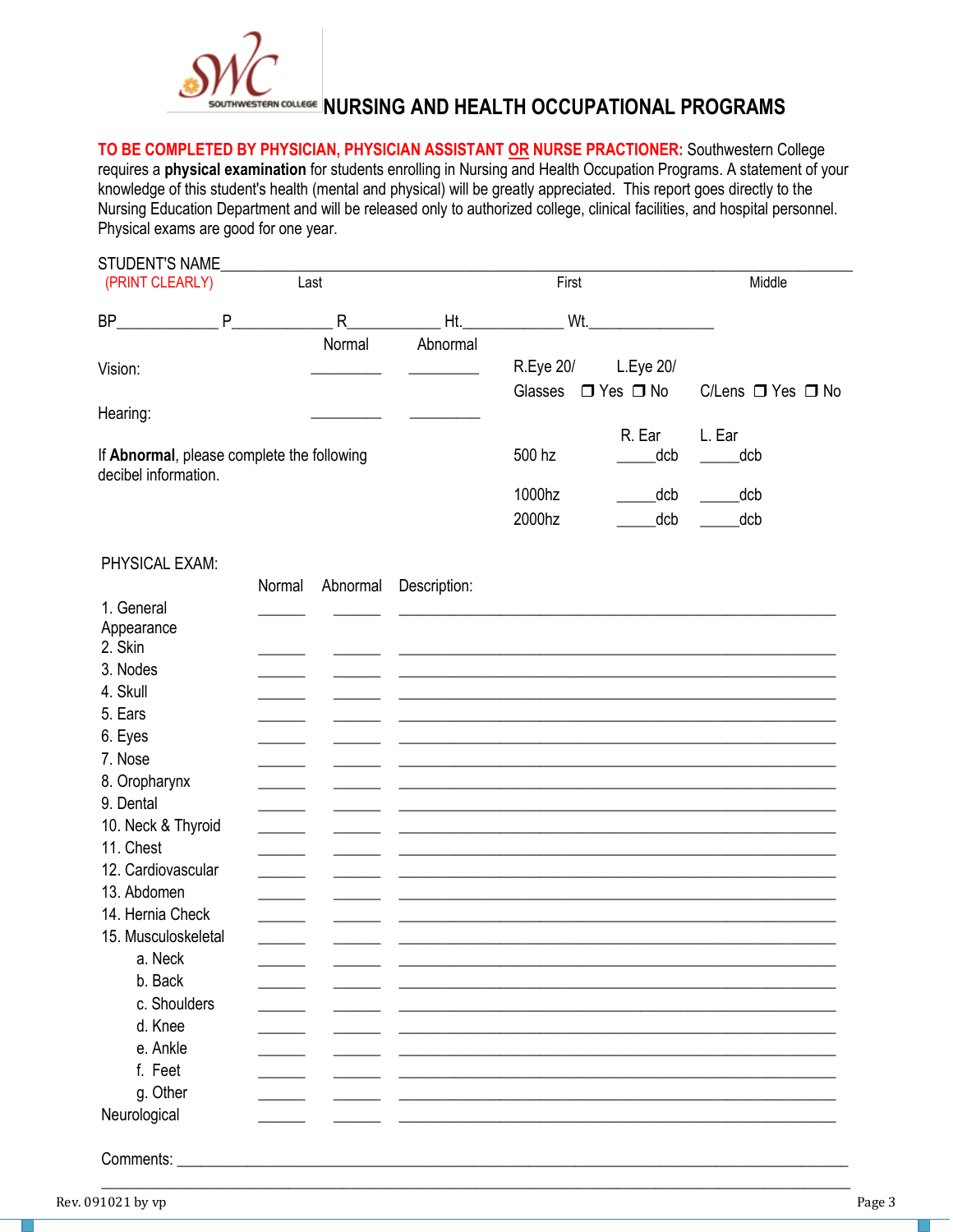SOUTHWESTERN COLLEGE

# NURSING AND HEALTH OCCUPATIONAL PROGRAMS

**TO BE COMPLETED BY PHYSICIAN, PHYSICIAN ASSISTANT OR NURSE PRACTIONER:** Southwestern College requires a **physical examination** for students enrolling in Nursing and Health Occupation Programs. A statement of your knowledge of this student's health (mental and physical) will be greatly appreciated. This report goes directly to the Nursing Education Department and will be released only to authorized college, clinical facilities, and hospital personnel. Physical exams are good for one year.

STUDENT'S NAME_______________________________________________________________
(PRINT CLEARLY) Last First Middle

BP____________ P____________ R____________ Ht.____________ Wt.______________

| | Normal | Abnormal | | | |
|---|---|---|---|---|---|
| Vision: | _________ | _________ | R.Eye 20/ | L.Eye 20/ | |
| | | | Glasses ❐ Yes ❐ No | | C/Lens ❐ Yes ❐ No |
| Hearing: | _________ | _________ | | | |

If **Abnormal**, please complete the following decibel information.

| | R. Ear | L. Ear |
|---|---|---|
| 500 hz | _____dcb | _____dcb |
| 1000hz | _____dcb | _____dcb |
| 2000hz | _____dcb | _____dcb |

PHYSICAL EXAM:

| | Normal | Abnormal | Description: |
|---|---|---|---|
| 1. General Appearance | ______ | ______ | ______________________________ |
| 2. Skin | ______ | ______ | ______________________________ |
| 3. Nodes | ______ | ______ | ______________________________ |
| 4. Skull | ______ | ______ | ______________________________ |
| 5. Ears | ______ | ______ | ______________________________ |
| 6. Eyes | ______ | ______ | ______________________________ |
| 7. Nose | ______ | ______ | ______________________________ |
| 8. Oropharynx | ______ | ______ | ______________________________ |
| 9. Dental | ______ | ______ | ______________________________ |
| 10. Neck & Thyroid | ______ | ______ | ______________________________ |
| 11. Chest | ______ | ______ | ______________________________ |
| 12. Cardiovascular | ______ | ______ | ______________________________ |
| 13. Abdomen | ______ | ______ | ______________________________ |
| 14. Hernia Check | ______ | ______ | ______________________________ |
| 15. Musculoskeletal | ______ | ______ | ______________________________ |
| a. Neck | ______ | ______ | ______________________________ |
| b. Back | ______ | ______ | ______________________________ |
| c. Shoulders | ______ | ______ | ______________________________ |
| d. Knee | ______ | ______ | ______________________________ |
| e. Ankle | ______ | ______ | ______________________________ |
| f. Feet | ______ | ______ | ______________________________ |
| g. Other | ______ | ______ | ______________________________ |
| Neurological | ______ | ______ | ______________________________ |

Comments: ______________________________________________________________________

__________________________________________________________________________________

Rev. 091021 by vp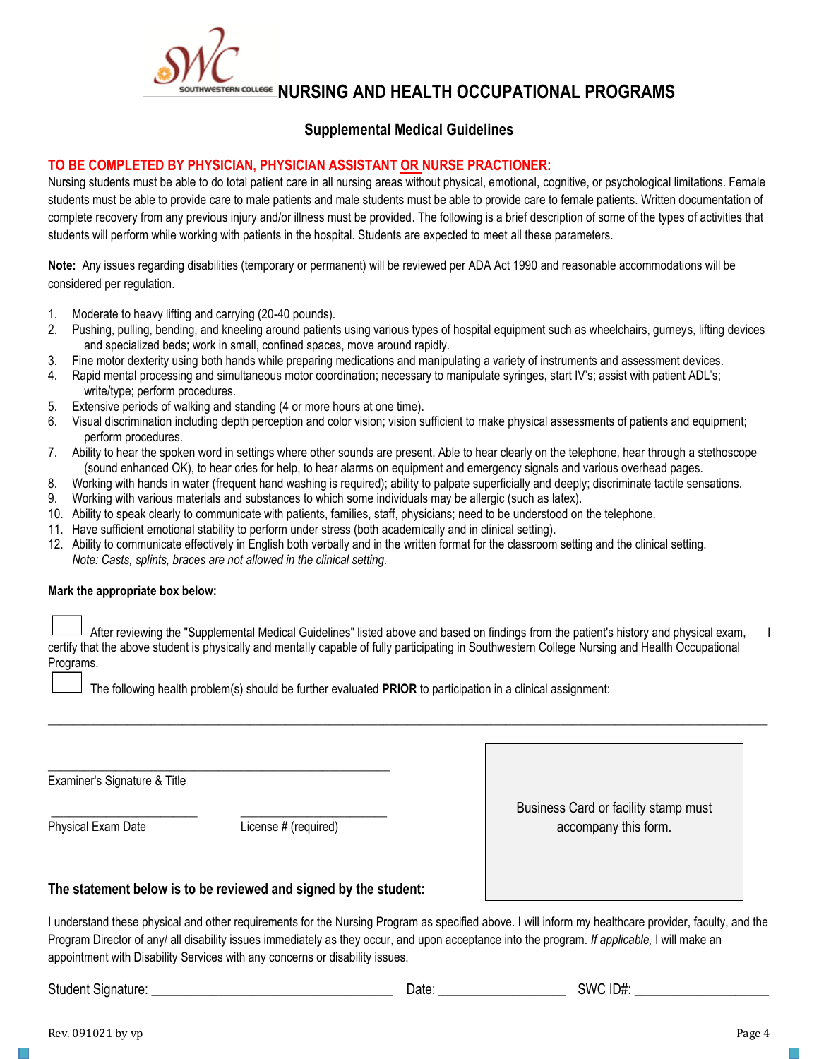# NURSING AND HEALTH OCCUPATIONAL PROGRAMS

## Supplemental Medical Guidelines

**TO BE COMPLETED BY PHYSICIAN, PHYSICIAN ASSISTANT OR NURSE PRACTIONER:**

Nursing students must be able to do total patient care in all nursing areas without physical, emotional, cognitive, or psychological limitations. Female students must be able to provide care to male patients and male students must be able to provide care to female patients. Written documentation of complete recovery from any previous injury and/or illness must be provided. The following is a brief description of some of the types of activities that students will perform while working with patients in the hospital. Students are expected to meet all these parameters.

**Note:** Any issues regarding disabilities (temporary or permanent) will be reviewed per ADA Act 1990 and reasonable accommodations will be considered per regulation.

1. Moderate to heavy lifting and carrying (20-40 pounds).
2. Pushing, pulling, bending, and kneeling around patients using various types of hospital equipment such as wheelchairs, gurneys, lifting devices and specialized beds; work in small, confined spaces, move around rapidly.
3. Fine motor dexterity using both hands while preparing medications and manipulating a variety of instruments and assessment devices.
4. Rapid mental processing and simultaneous motor coordination; necessary to manipulate syringes, start IV's; assist with patient ADL's; write/type; perform procedures.
5. Extensive periods of walking and standing (4 or more hours at one time).
6. Visual discrimination including depth perception and color vision; vision sufficient to make physical assessments of patients and equipment; perform procedures.
7. Ability to hear the spoken word in settings where other sounds are present. Able to hear clearly on the telephone, hear through a stethoscope (sound enhanced OK), to hear cries for help, to hear alarms on equipment and emergency signals and various overhead pages.
8. Working with hands in water (frequent hand washing is required); ability to palpate superficially and deeply; discriminate tactile sensations.
9. Working with various materials and substances to which some individuals may be allergic (such as latex).
10. Ability to speak clearly to communicate with patients, families, staff, physicians; need to be understood on the telephone.
11. Have sufficient emotional stability to perform under stress (both academically and in clinical setting).
12. Ability to communicate effectively in English both verbally and in the written format for the classroom setting and the clinical setting.

    *Note: Casts, splints, braces are not allowed in the clinical setting.*

**Mark the appropriate box below:**

☐ After reviewing the "Supplemental Medical Guidelines" listed above and based on findings from the patient's history and physical exam, I certify that the above student is physically and mentally capable of fully participating in Southwestern College Nursing and Health Occupational Programs.

☐ The following health problem(s) should be further evaluated **PRIOR** to participation in a clinical assignment:

______________________________________________________________________________________

______________________________________________
Examiner's Signature & Title

______________________ ______________________
Physical Exam Date License # (required)

Business Card or facility stamp must accompany this form.

**The statement below is to be reviewed and signed by the student:**

I understand these physical and other requirements for the Nursing Program as specified above. I will inform my healthcare provider, faculty, and the Program Director of any/ all disability issues immediately as they occur, and upon acceptance into the program. *If applicable,* I will make an appointment with Disability Services with any concerns or disability issues.

Student Signature: ______________________________ Date: ________________ SWC ID#: __________________

Rev. 091021 by vp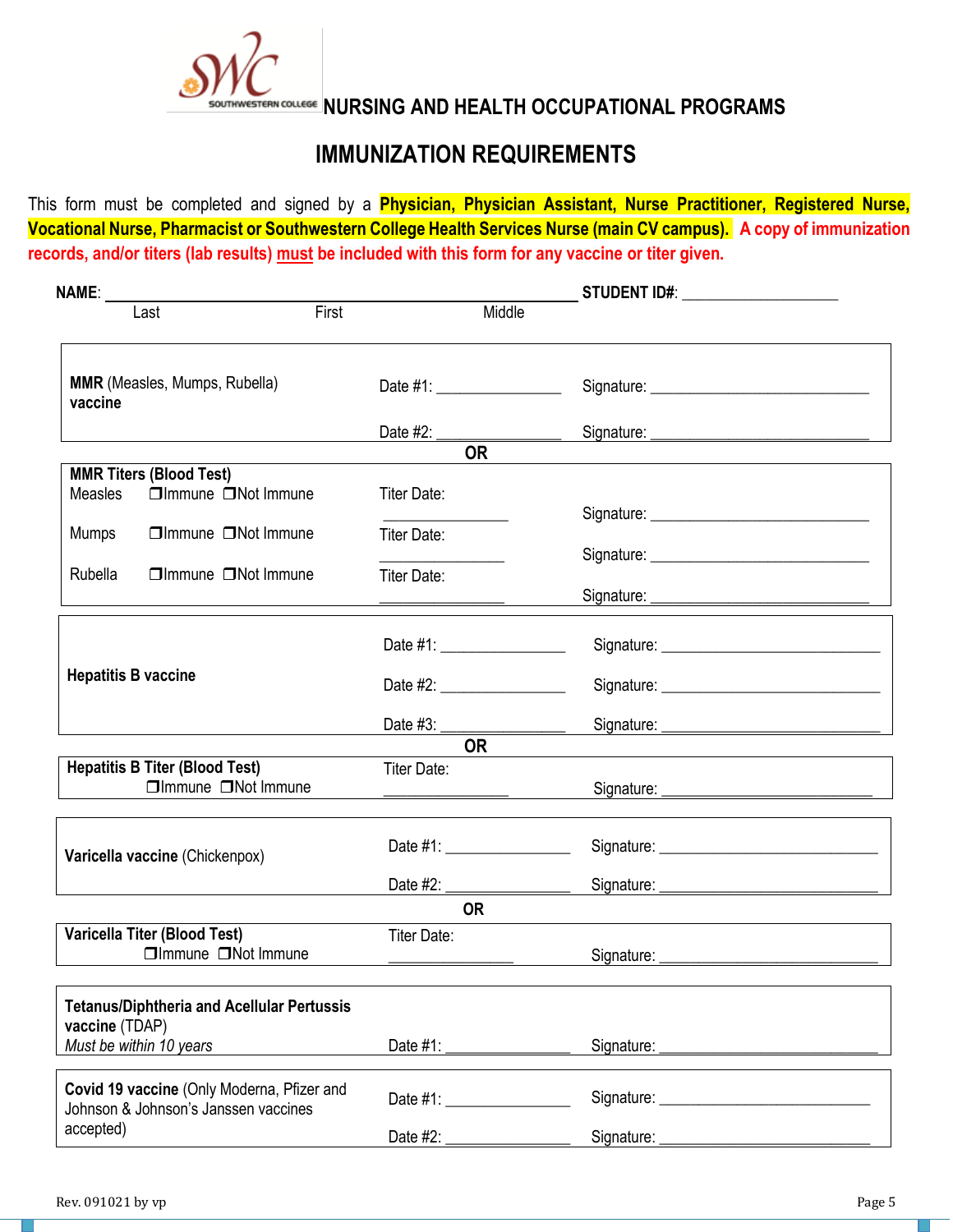# NURSING AND HEALTH OCCUPATIONAL PROGRAMS

## IMMUNIZATION REQUIREMENTS

This form must be completed and signed by a **Physician, Physician Assistant, Nurse Practitioner, Registered Nurse, Vocational Nurse, Pharmacist or Southwestern College Health Services Nurse (main CV campus).** **A copy of immunization records, and/or titers (lab results) must be included with this form for any vaccine or titer given.**

**NAME**: ______________________________________________ **STUDENT ID#**: ____________________
Last First Middle

| | | |
|---|---|---|
| **MMR** (Measles, Mumps, Rubella) **vaccine** | Date #1: ______________ | Signature: ________________________ |
| | Date #2: ______________ | Signature: ________________________ |

**OR**

| | | |
|---|---|---|
| **MMR Titers (Blood Test)** | | |
| Measles ❒Immune ❒Not Immune | Titer Date: ______________ | Signature: ________________________ |
| Mumps ❒Immune ❒Not Immune | Titer Date: ______________ | Signature: ________________________ |
| Rubella ❒Immune ❒Not Immune | Titer Date: ______________ | Signature: ________________________ |

| | | |
|---|---|---|
| **Hepatitis B vaccine** | Date #1: ______________ | Signature: ________________________ |
| | Date #2: ______________ | Signature: ________________________ |
| | Date #3: ______________ | Signature: ________________________ |

**OR**

| | | |
|---|---|---|
| **Hepatitis B Titer (Blood Test)** ❒Immune ❒Not Immune | Titer Date: ______________ | Signature: ________________________ |

| | | |
|---|---|---|
| **Varicella vaccine** (Chickenpox) | Date #1: ______________ | Signature: ________________________ |
| | Date #2: ______________ | Signature: ________________________ |

**OR**

| | | |
|---|---|---|
| **Varicella Titer (Blood Test)** ❒Immune ❒Not Immune | Titer Date: ______________ | Signature: ________________________ |

| | | |
|---|---|---|
| **Tetanus/Diphtheria and Acellular Pertussis vaccine** (TDAP) *Must be within 10 years* | Date #1: ______________ | Signature: ________________________ |

| | | |
|---|---|---|
| **Covid 19 vaccine** (Only Moderna, Pfizer and Johnson & Johnson's Janssen vaccines accepted) | Date #1: ______________ | Signature: ________________________ |
| | Date #2: ______________ | Signature: ________________________ |

Rev. 091021 by vp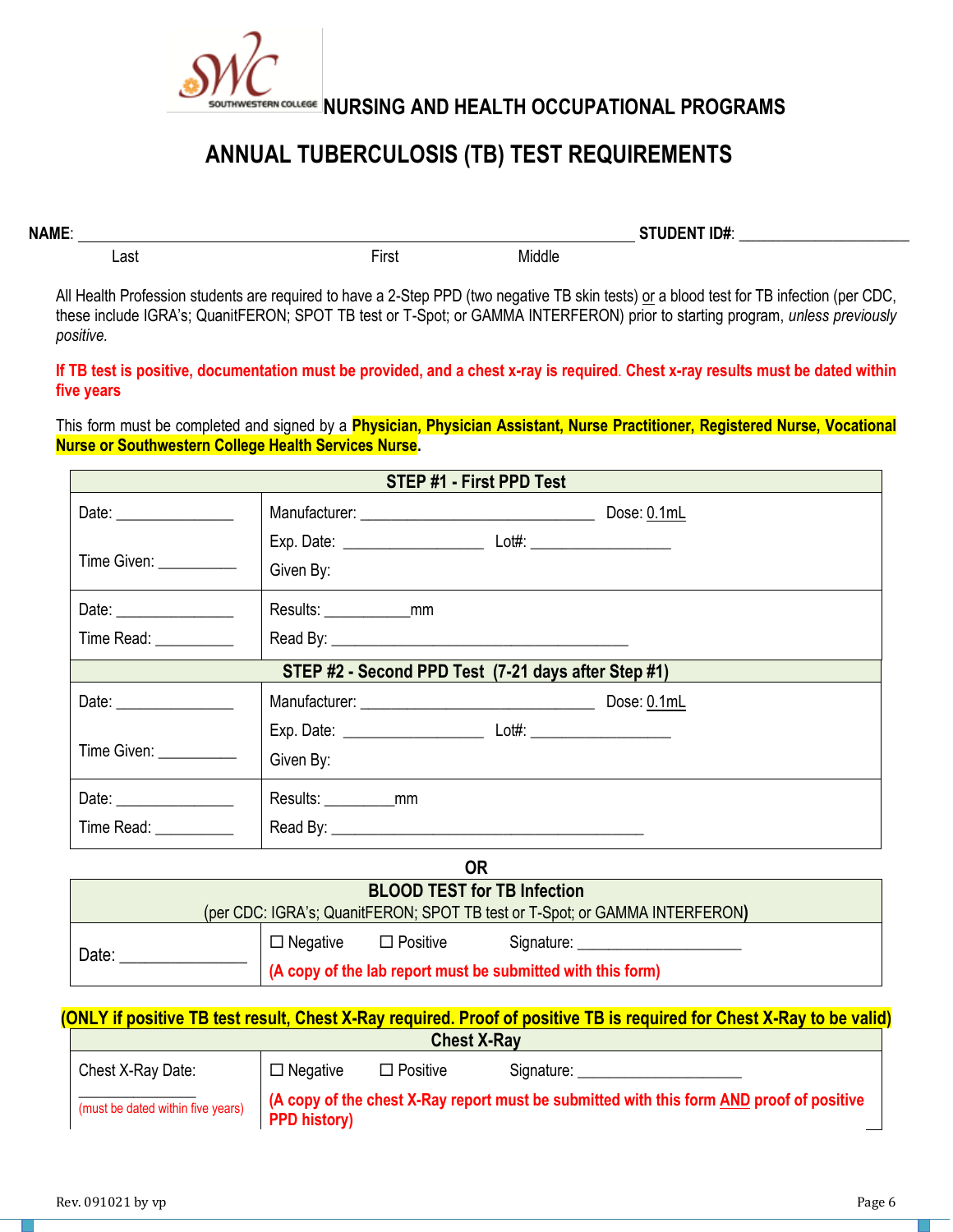## NURSING AND HEALTH OCCUPATIONAL PROGRAMS

# ANNUAL TUBERCULOSIS (TB) TEST REQUIREMENTS

**NAME**: ________________________________________________ **STUDENT ID#**: ____________________

Last First Middle

All Health Profession students are required to have a 2-Step PPD (two negative TB skin tests) or a blood test for TB infection (per CDC, these include IGRA's; QuanitFERON; SPOT TB test or T-Spot; or GAMMA INTERFERON) prior to starting program, *unless previously positive.*

**If TB test is positive, documentation must be provided, and a chest x-ray is required. Chest x-ray results must be dated within five years**

This form must be completed and signed by a **Physician, Physician Assistant, Nurse Practitioner, Registered Nurse, Vocational Nurse or Southwestern College Health Services Nurse**.

| **STEP #1 - First PPD Test** | |
|---|---|
| Date: ______________<br><br>Time Given: _________ | Manufacturer: ___________________________ Dose: 0.1mL<br>Exp. Date: ________________ Lot#: ________________<br>Given By: |
| Date: ______________<br>Time Read: _________ | Results: __________mm<br>Read By: ___________________________________ |
| **STEP #2 - Second PPD Test (7-21 days after Step #1)** | |
| Date: ______________<br><br>Time Given: _________ | Manufacturer: ___________________________ Dose: 0.1mL<br>Exp. Date: ________________ Lot#: ________________<br>Given By: |
| Date: ______________<br>Time Read: _________ | Results: ________mm<br>Read By: ___________________________________ |

**OR**

| **BLOOD TEST for TB Infection**<br>(per CDC: IGRA's; QuanitFERON; SPOT TB test or T-Spot; or GAMMA INTERFERON) | |
|---|---|
| Date: ______________ | ☐ Negative ☐ Positive Signature: ___________________<br>**(A copy of the lab report must be submitted with this form)** |

**(ONLY if positive TB test result, Chest X-Ray required. Proof of positive TB is required for Chest X-Ray to be valid)**

| **Chest X-Ray** | |
|---|---|
| Chest X-Ray Date:<br>______________<br>(must be dated within five years) | ☐ Negative ☐ Positive Signature: ___________________<br>**(A copy of the chest X-Ray report must be submitted with this form AND proof of positive PPD history)** |

Rev. 091021 by vp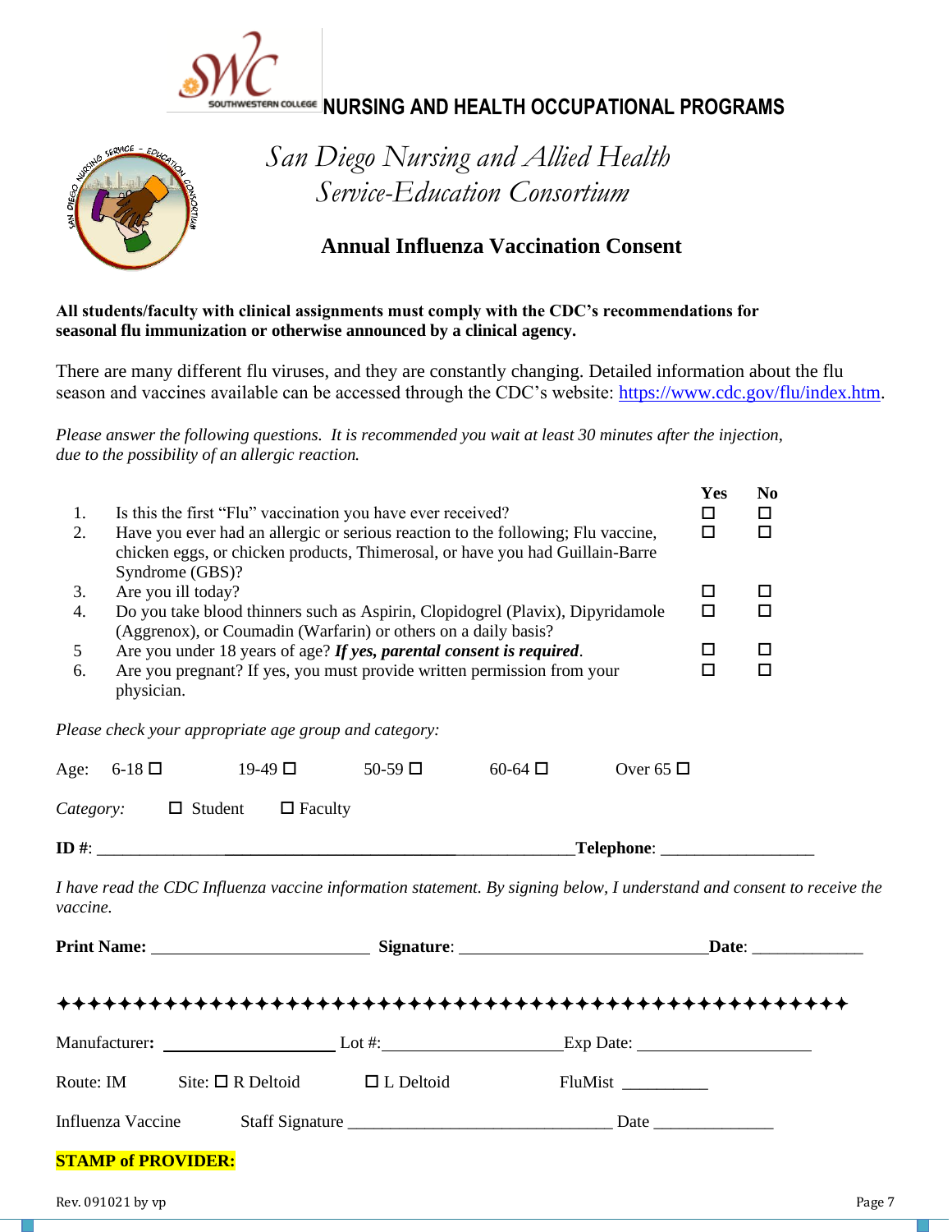# NURSING AND HEALTH OCCUPATIONAL PROGRAMS

## San Diego Nursing and Allied Health Service-Education Consortium

### Annual Influenza Vaccination Consent

**All students/faculty with clinical assignments must comply with the CDC's recommendations for seasonal flu immunization or otherwise announced by a clinical agency.**

There are many different flu viruses, and they are constantly changing. Detailed information about the flu season and vaccines available can be accessed through the CDC's website: https://www.cdc.gov/flu/index.htm.

*Please answer the following questions. It is recommended you wait at least 30 minutes after the injection, due to the possibility of an allergic reaction.*

| | | Yes | No |
|---|---|---|---|
| 1. | Is this the first "Flu" vaccination you have ever received? | ☐ | ☐ |
| 2. | Have you ever had an allergic or serious reaction to the following; Flu vaccine, chicken eggs, or chicken products, Thimerosal, or have you had Guillain-Barre Syndrome (GBS)? | ☐ | ☐ |
| 3. | Are you ill today? | ☐ | ☐ |
| 4. | Do you take blood thinners such as Aspirin, Clopidogrel (Plavix), Dipyridamole (Aggrenox), or Coumadin (Warfarin) or others on a daily basis? | ☐ | ☐ |
| 5 | Are you under 18 years of age? ***If yes, parental consent is required***. | ☐ | ☐ |
| 6. | Are you pregnant? If yes, you must provide written permission from your physician. | ☐ | ☐ |

*Please check your appropriate age group and category:*

Age: 6-18 ☐ 19-49 ☐ 50-59 ☐ 60-64 ☐ Over 65 ☐

*Category:* ☐ Student ☐ Faculty

**ID #**: ________________________________ **Telephone**: __________________

*I have read the CDC Influenza vaccine information statement. By signing below, I understand and consent to receive the vaccine.*

**Print Name:** ________________________ **Signature**: ___________________________ **Date**: _____________

✦✦✦✦✦✦✦✦✦✦✦✦✦✦✦✦✦✦✦✦✦✦✦✦✦✦✦✦✦✦✦✦✦✦✦✦✦✦✦✦✦✦✦✦✦✦✦✦✦✦✦

Manufacturer**:** ____________________ Lot #:____________________ Exp Date: ____________________

Route: IM Site: ☐ R Deltoid ☐ L Deltoid FluMist __________

Influenza Vaccine Staff Signature ______________________________ Date ______________

**STAMP of PROVIDER:**

Rev. 091021 by vp